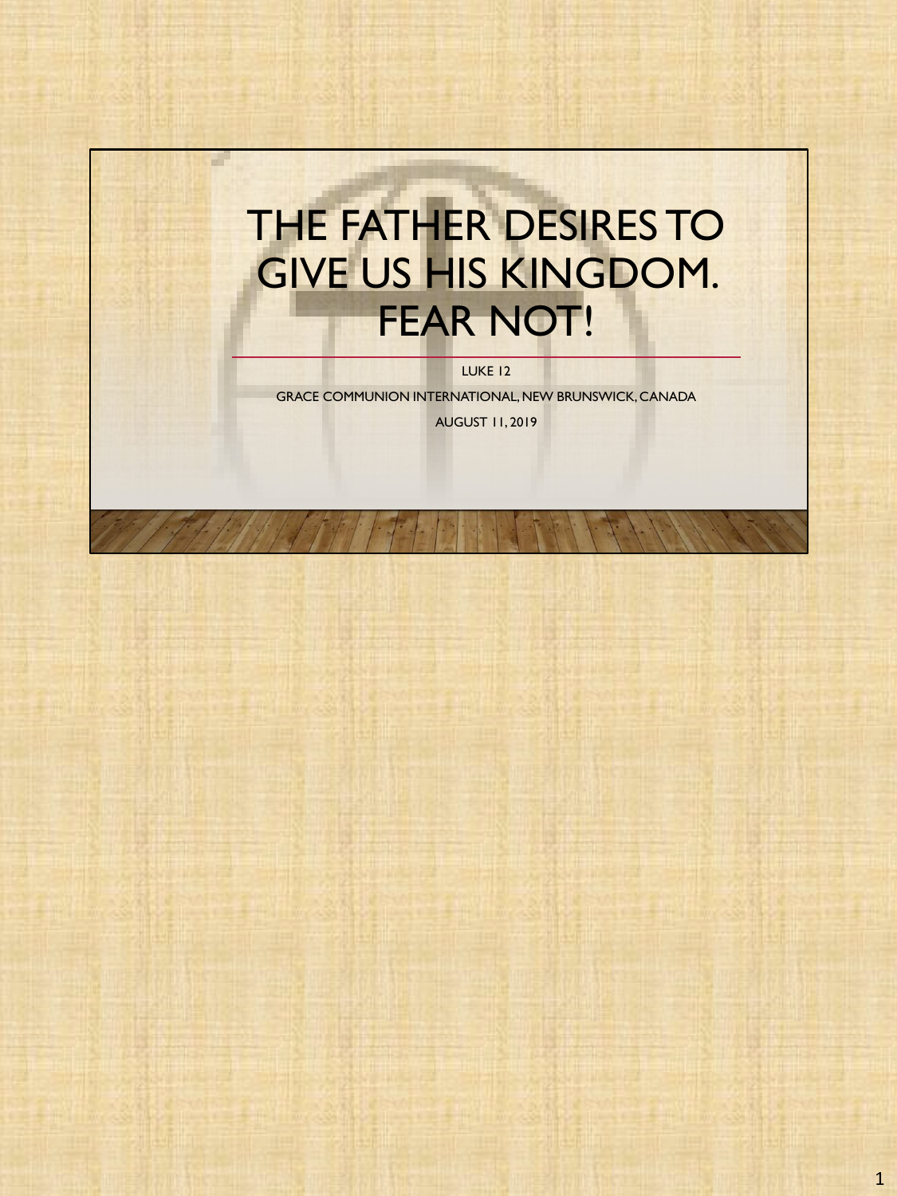# THE FATHER DESIRES TO GIVE US HIS KINGDOM. FEAR NOT!

LUKE 12

GRACE COMMUNION INTERNATIONAL, NEW BRUNSWICK, CANADA

AUGUST 11, 2019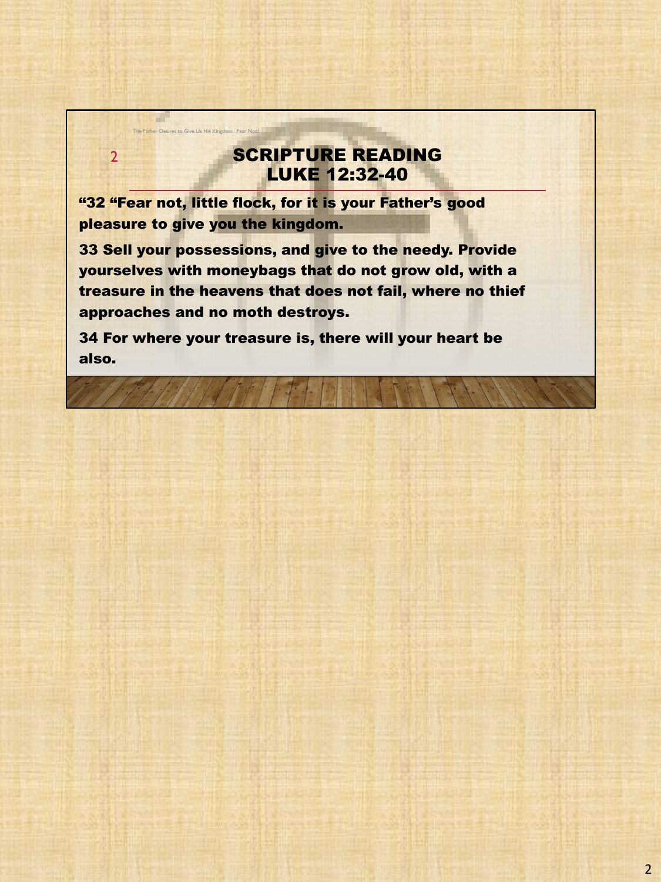The Father Desires to Give Us His Kingdom. Fear Not!

2

# SCRIPTURE READING LUKE 12:32-40

**“32 “Fear not, little flock, for it is your Father’s good pleasure to give you the kingdom.**

**33 Sell your possessions, and give to the needy. Provide yourselves with moneybags that do not grow old, with a treasure in the heavens that does not fail, where no thief approaches and no moth destroys.**

**34 For where your treasure is, there will your heart be also.**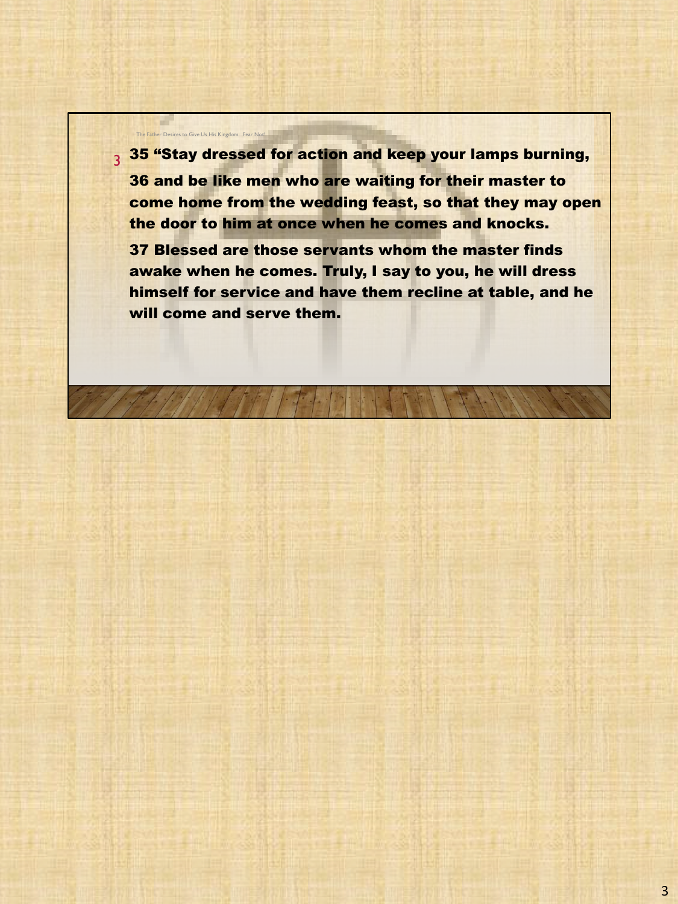The Father Desires to Give Us His Kingdom. Fear Not!

35 “Stay dressed for action and keep your lamps burning,

36 and be like men who are waiting for their master to come home from the wedding feast, so that they may open the door to him at once when he comes and knocks.

37 Blessed are those servants whom the master finds awake when he comes. Truly, I say to you, he will dress himself for service and have them recline at table, and he will come and serve them.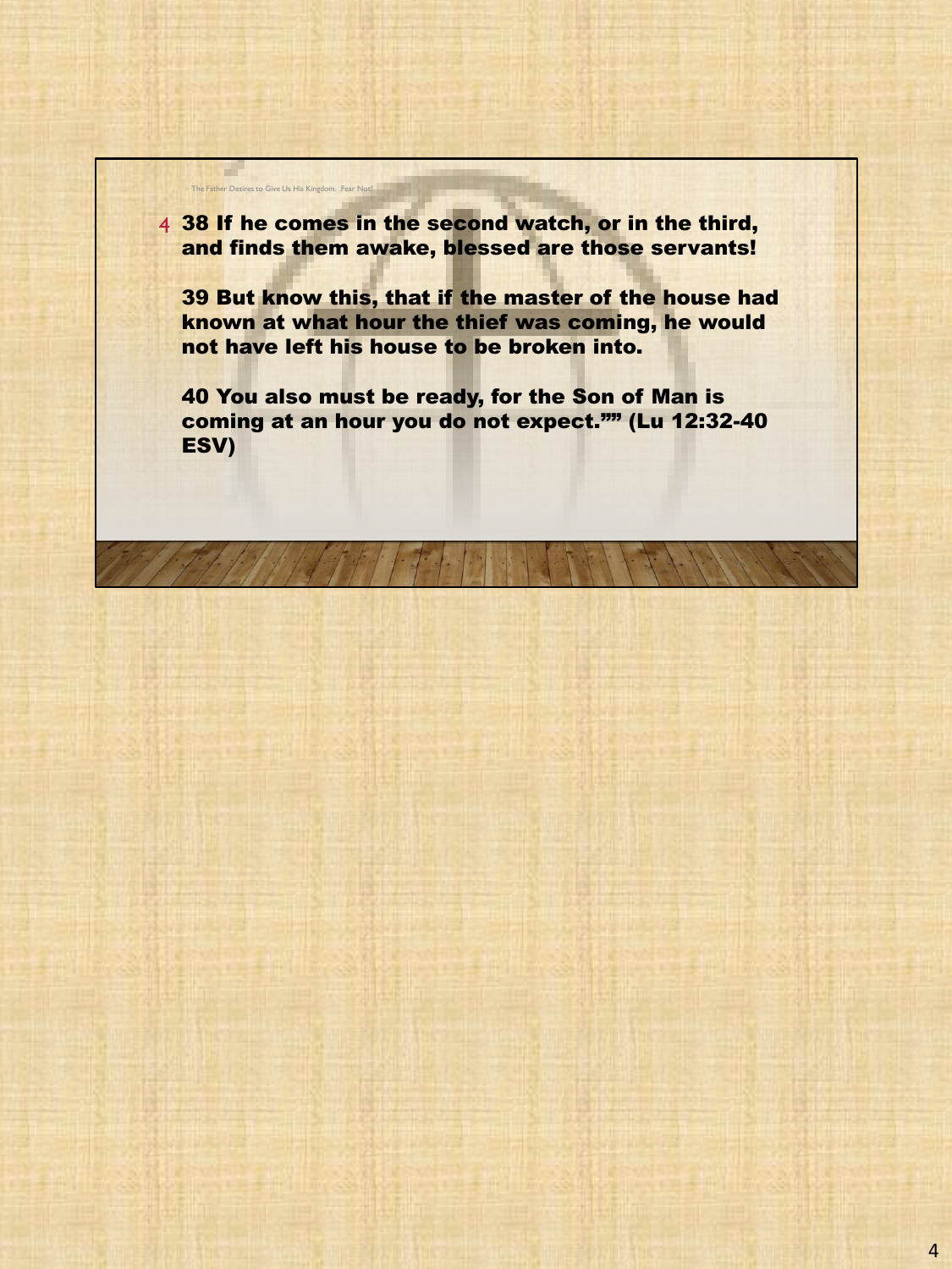38 If he comes in the second watch, or in the third, and finds them awake, blessed are those servants!

39 But know this, that if the master of the house had known at what hour the thief was coming, he would not have left his house to be broken into.

40 You also must be ready, for the Son of Man is coming at an hour you do not expect."" (Lu 12:32-40 ESV)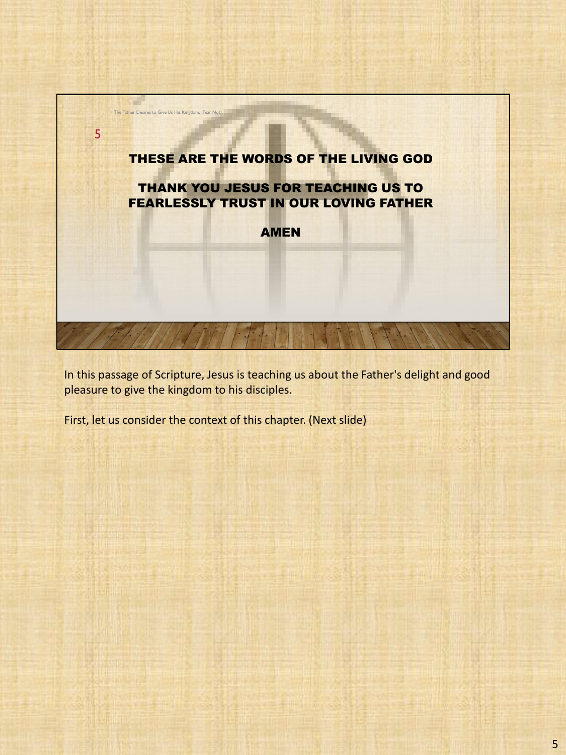The Father Desires to Give Us His Kingdom. Fear Not!

5

**THESE ARE THE WORDS OF THE LIVING GOD**

**THANK YOU JESUS FOR TEACHING US TO FEARLESSLY TRUST IN OUR LOVING FATHER**

**AMEN**

In this passage of Scripture, Jesus is teaching us about the Father's delight and good pleasure to give the kingdom to his disciples.

First, let us consider the context of this chapter. (Next slide)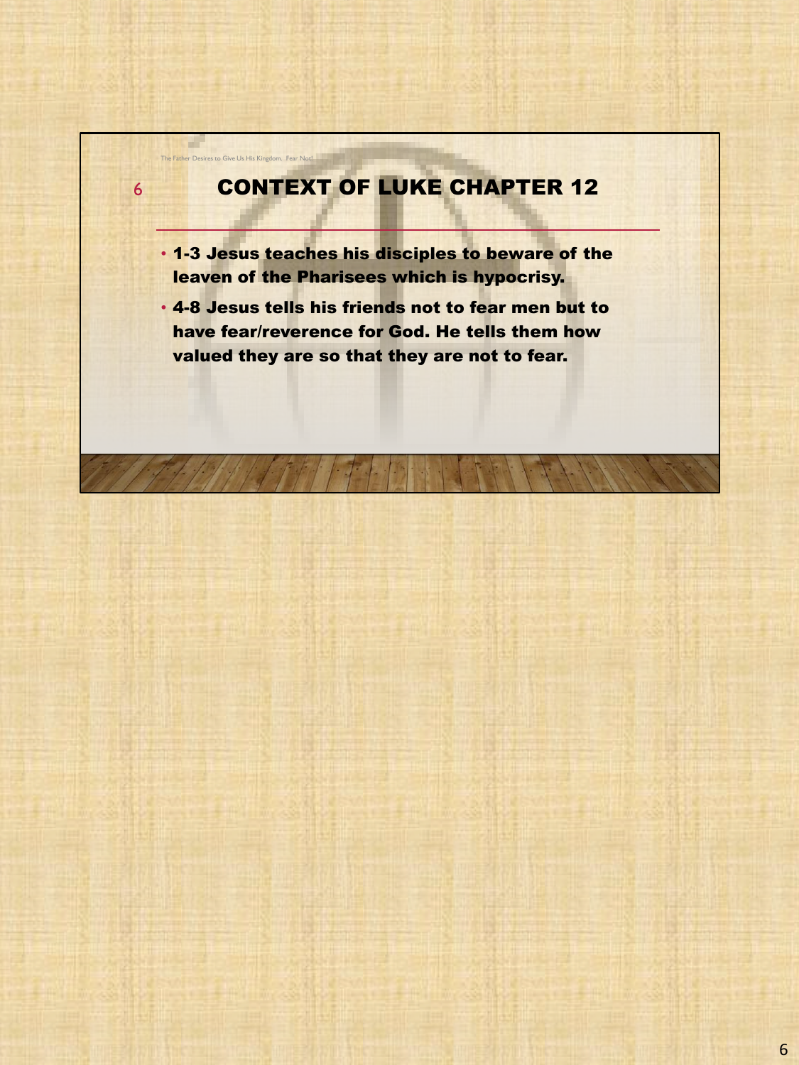# CONTEXT OF LUKE CHAPTER 12

- **1-3 Jesus teaches his disciples to beware of the leaven of the Pharisees which is hypocrisy.**
- **4-8 Jesus tells his friends not to fear men but to have fear/reverence for God. He tells them how valued they are so that they are not to fear.**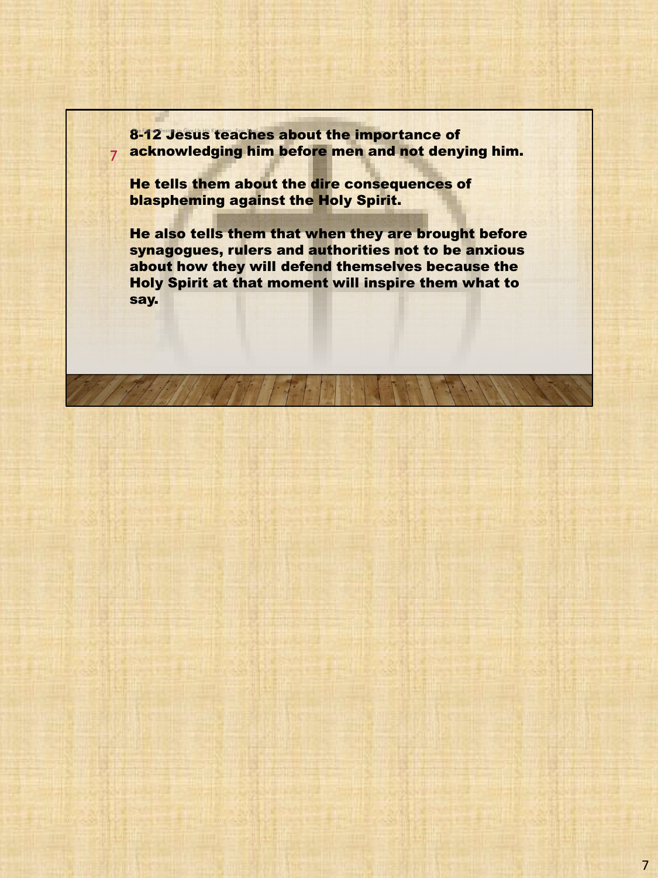**8-12 Jesus teaches about the importance of acknowledging him before men and not denying him.**

**He tells them about the dire consequences of blaspheming against the Holy Spirit.**

**He also tells them that when they are brought before synagogues, rulers and authorities not to be anxious about how they will defend themselves because the Holy Spirit at that moment will inspire them what to say.**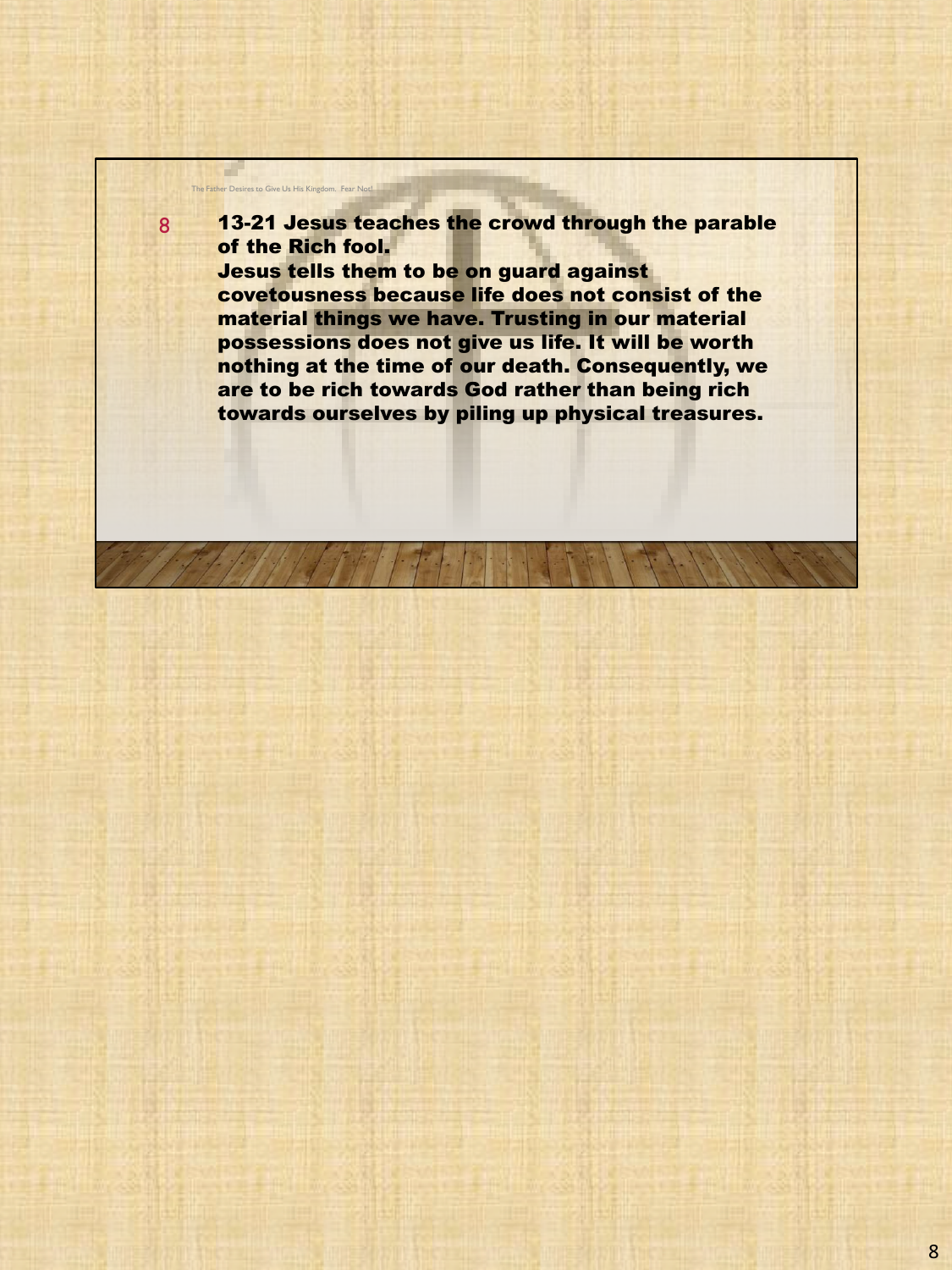The Father Desires to Give Us His Kingdom. Fear Not!

8

**13-21 Jesus teaches the crowd through the parable of the Rich fool.**

**Jesus tells them to be on guard against covetousness because life does not consist of the material things we have. Trusting in our material possessions does not give us life. It will be worth nothing at the time of our death. Consequently, we are to be rich towards God rather than being rich towards ourselves by piling up physical treasures.**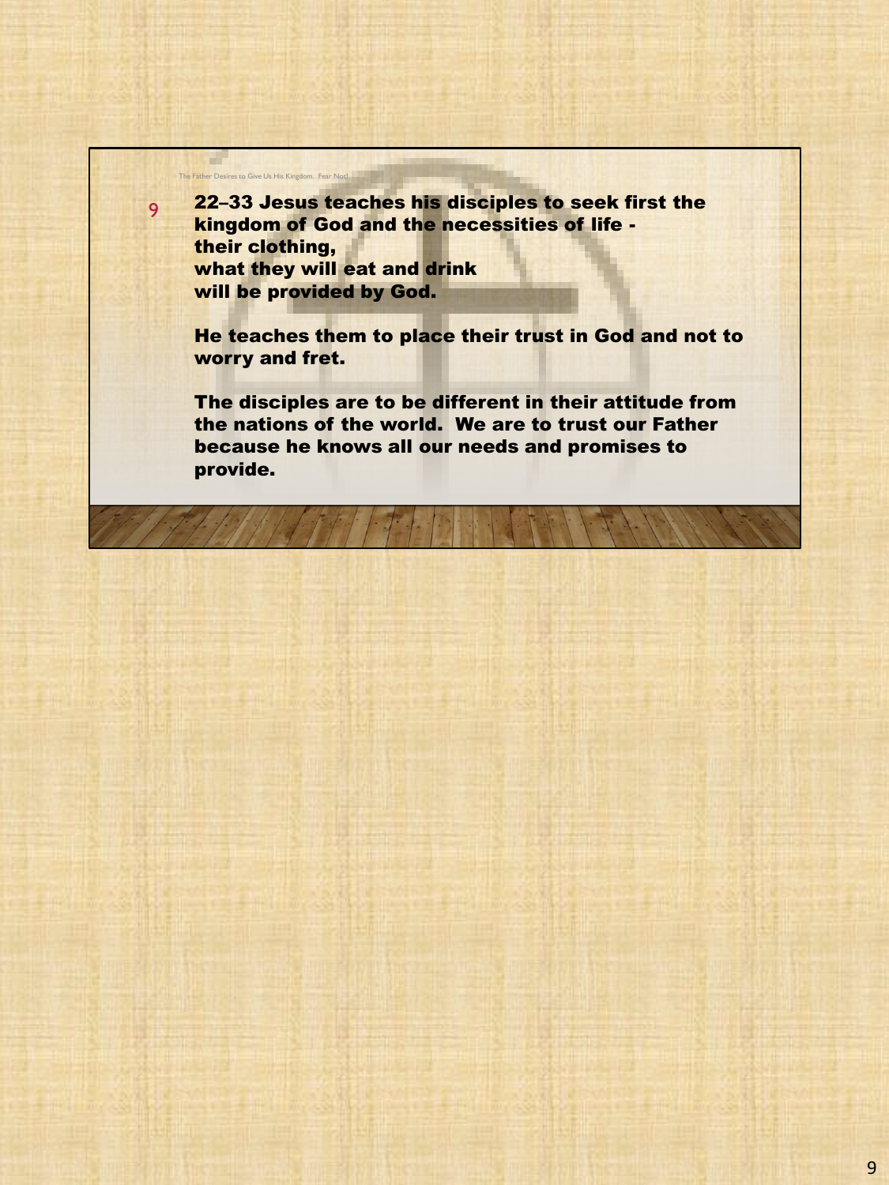The Father Desires to Give Us His Kingdom. Fear Not!

9

**22–33 Jesus teaches his disciples to seek first the kingdom of God and the necessities of life - their clothing, what they will eat and drink will be provided by God.**

**He teaches them to place their trust in God and not to worry and fret.**

**The disciples are to be different in their attitude from the nations of the world. We are to trust our Father because he knows all our needs and promises to provide.**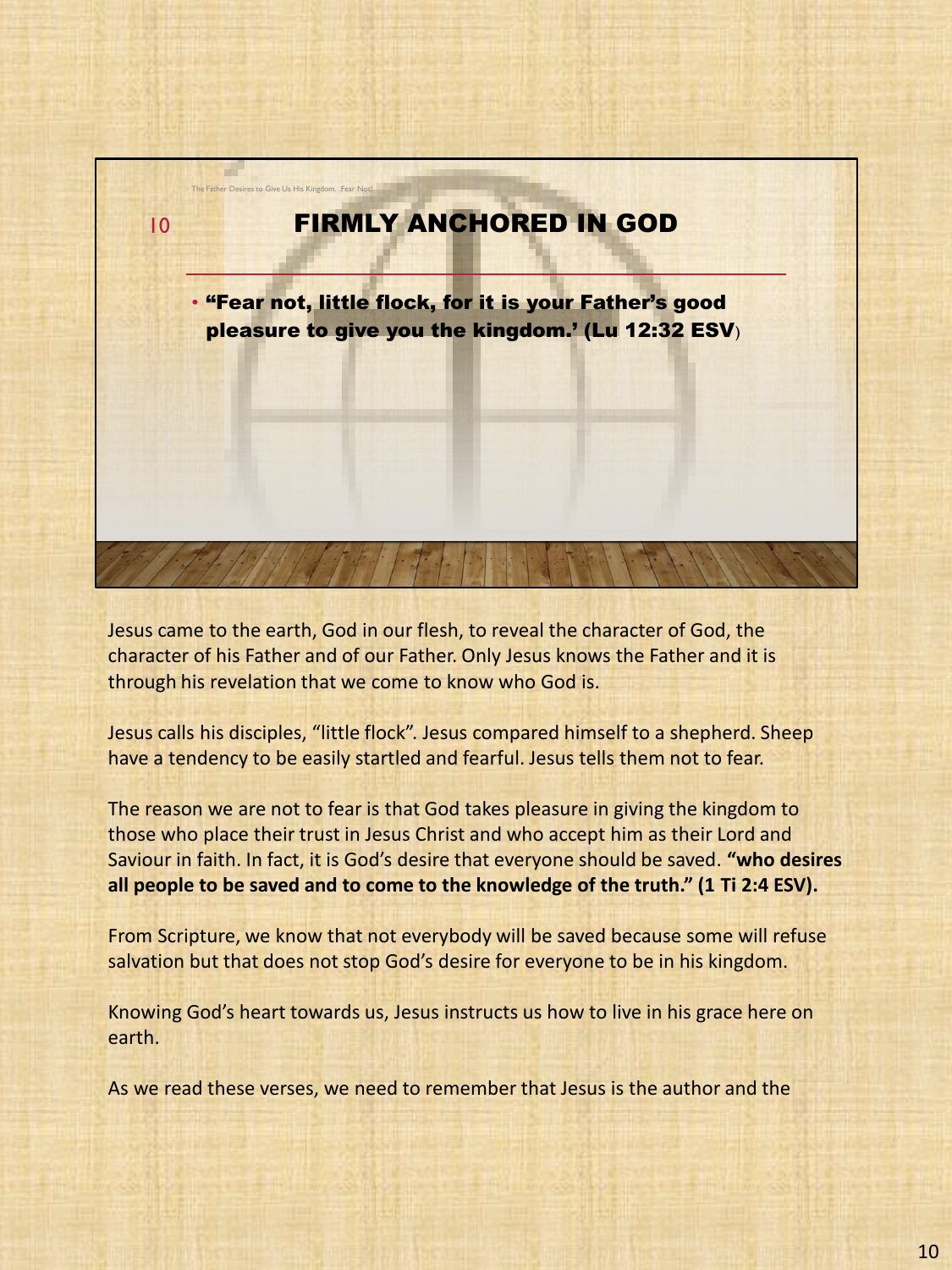The Father Desires to Give Us His Kingdom. Fear Not!

# FIRMLY ANCHORED IN GOD

- **"Fear not, little flock, for it is your Father's good pleasure to give you the kingdom.' (Lu 12:32 ESV**)

Jesus came to the earth, God in our flesh, to reveal the character of God, the character of his Father and of our Father. Only Jesus knows the Father and it is through his revelation that we come to know who God is.

Jesus calls his disciples, "little flock". Jesus compared himself to a shepherd. Sheep have a tendency to be easily startled and fearful. Jesus tells them not to fear.

The reason we are not to fear is that God takes pleasure in giving the kingdom to those who place their trust in Jesus Christ and who accept him as their Lord and Saviour in faith. In fact, it is God's desire that everyone should be saved. **"who desires all people to be saved and to come to the knowledge of the truth." (1 Ti 2:4 ESV).**

From Scripture, we know that not everybody will be saved because some will refuse salvation but that does not stop God's desire for everyone to be in his kingdom.

Knowing God's heart towards us, Jesus instructs us how to live in his grace here on earth.

As we read these verses, we need to remember that Jesus is the author and the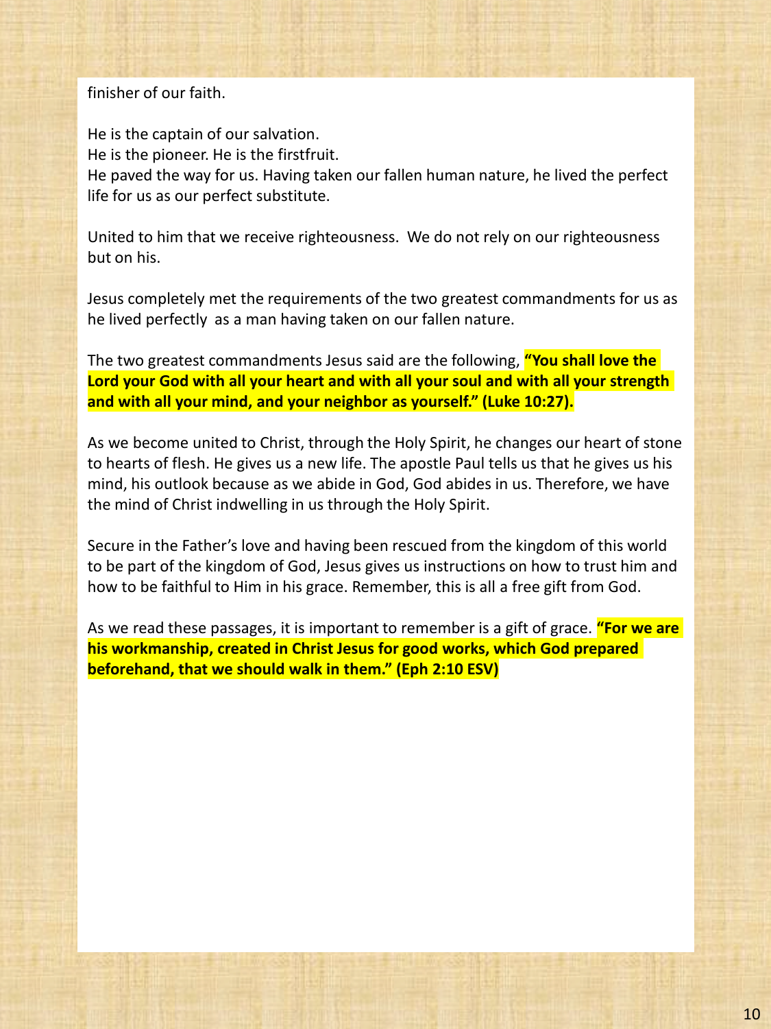finisher of our faith.

He is the captain of our salvation.
He is the pioneer. He is the firstfruit.
He paved the way for us. Having taken our fallen human nature, he lived the perfect life for us as our perfect substitute.

United to him that we receive righteousness.  We do not rely on our righteousness but on his.

Jesus completely met the requirements of the two greatest commandments for us as he lived perfectly  as a man having taken on our fallen nature.

The two greatest commandments Jesus said are the following, **"You shall love the Lord your God with all your heart and with all your soul and with all your strength and with all your mind, and your neighbor as yourself." (Luke 10:27).**

As we become united to Christ, through the Holy Spirit, he changes our heart of stone to hearts of flesh. He gives us a new life. The apostle Paul tells us that he gives us his mind, his outlook because as we abide in God, God abides in us. Therefore, we have the mind of Christ indwelling in us through the Holy Spirit.

Secure in the Father's love and having been rescued from the kingdom of this world to be part of the kingdom of God, Jesus gives us instructions on how to trust him and how to be faithful to Him in his grace. Remember, this is all a free gift from God.

As we read these passages, it is important to remember is a gift of grace. **"For we are his workmanship, created in Christ Jesus for good works, which God prepared beforehand, that we should walk in them." (Eph 2:10 ESV)**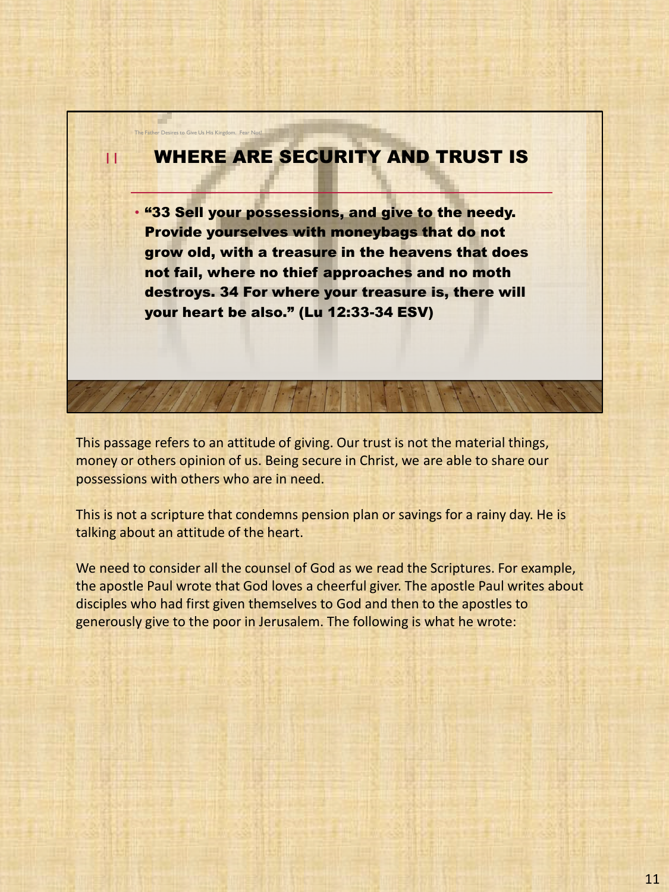## WHERE ARE SECURITY AND TRUST IS

- **“33 Sell your possessions, and give to the needy. Provide yourselves with moneybags that do not grow old, with a treasure in the heavens that does not fail, where no thief approaches and no moth destroys. 34 For where your treasure is, there will your heart be also.” (Lu 12:33-34 ESV)**

This passage refers to an attitude of giving. Our trust is not the material things, money or others opinion of us. Being secure in Christ, we are able to share our possessions with others who are in need.

This is not a scripture that condemns pension plan or savings for a rainy day. He is talking about an attitude of the heart.

We need to consider all the counsel of God as we read the Scriptures. For example, the apostle Paul wrote that God loves a cheerful giver. The apostle Paul writes about disciples who had first given themselves to God and then to the apostles to generously give to the poor in Jerusalem. The following is what he wrote: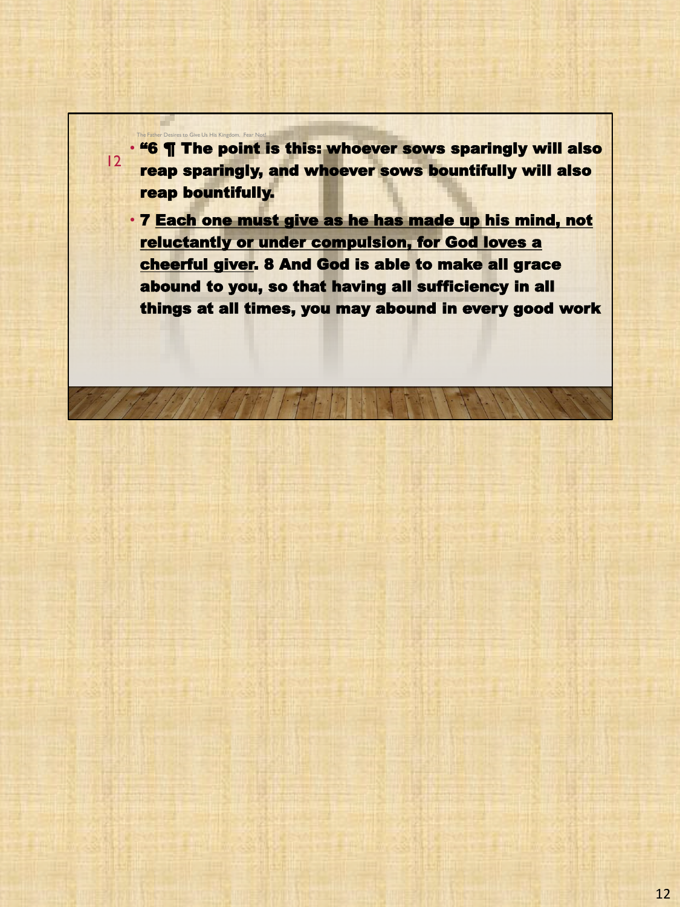- **"6 ¶ The point is this: whoever sows sparingly will also reap sparingly, and whoever sows bountifully will also reap bountifully.**
- **7 <u>Each one must give as he has made up his mind, not reluctantly or under compulsion, for God loves a cheerful giver</u>. 8 And God is able to make all grace abound to you, so that having all sufficiency in all things at all times, you may abound in every good work**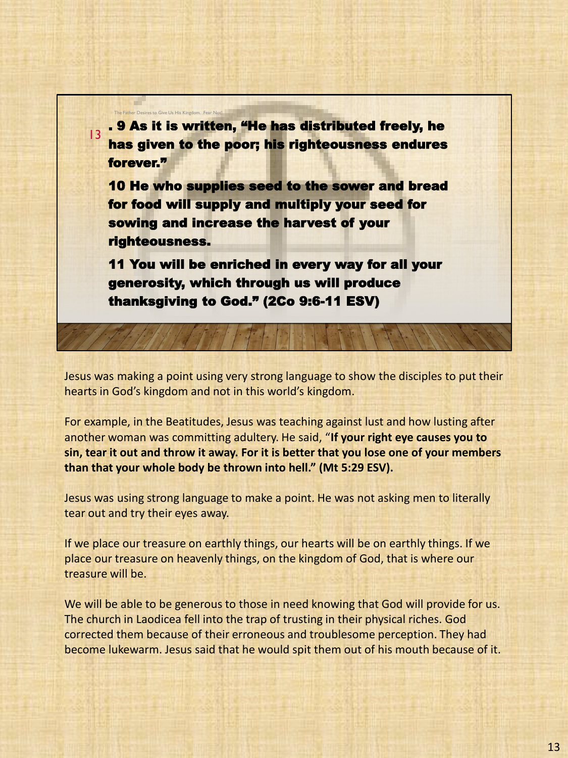. 9 As it is written, “He has distributed freely, he has given to the poor; his righteousness endures forever.”

10 He who supplies seed to the sower and bread for food will supply and multiply your seed for sowing and increase the harvest of your righteousness.

11 You will be enriched in every way for all your generosity, which through us will produce thanksgiving to God.” (2Co 9:6-11 ESV)

Jesus was making a point using very strong language to show the disciples to put their hearts in God’s kingdom and not in this world’s kingdom.

For example, in the Beatitudes, Jesus was teaching against lust and how lusting after another woman was committing adultery. He said, “**If your right eye causes you to sin, tear it out and throw it away. For it is better that you lose one of your members than that your whole body be thrown into hell.” (Mt 5:29 ESV).**

Jesus was using strong language to make a point. He was not asking men to literally tear out and try their eyes away.

If we place our treasure on earthly things, our hearts will be on earthly things. If we place our treasure on heavenly things, on the kingdom of God, that is where our treasure will be.

We will be able to be generous to those in need knowing that God will provide for us. The church in Laodicea fell into the trap of trusting in their physical riches. God corrected them because of their erroneous and troublesome perception. They had become lukewarm. Jesus said that he would spit them out of his mouth because of it.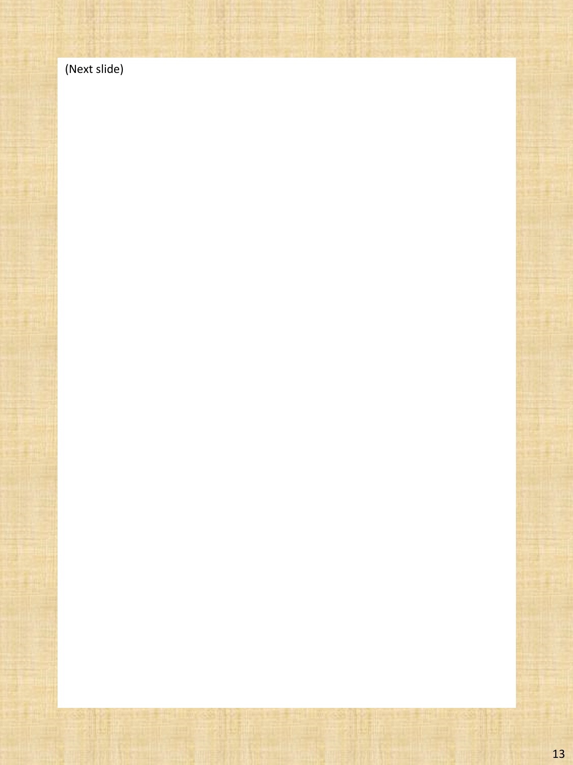(Next slide)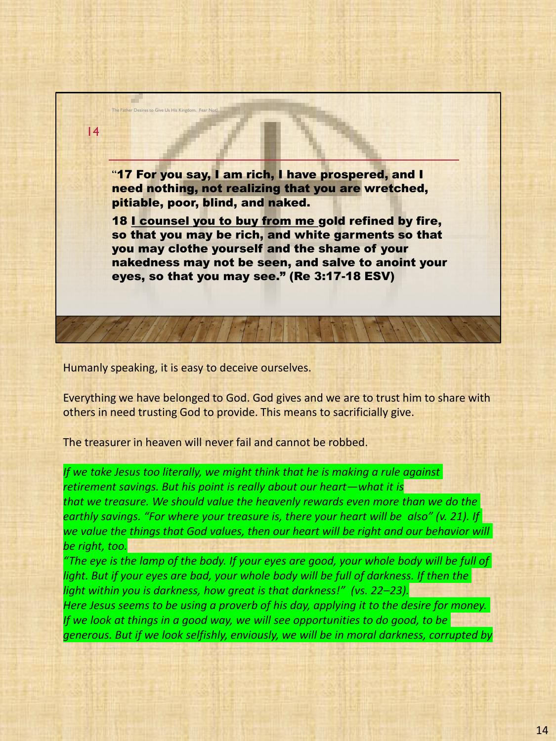The Father Desires to Give Us His Kingdom. Fear Not!

14

"**17 For you say, I am rich, I have prospered, and I need nothing, not realizing that you are wretched, pitiable, poor, blind, and naked.**

**18 <u>I counsel you to buy from me</u> gold refined by fire, so that you may be rich, and white garments so that you may clothe yourself and the shame of your nakedness may not be seen, and salve to anoint your eyes, so that you may see." (Re 3:17-18 ESV)**

Humanly speaking, it is easy to deceive ourselves.

Everything we have belonged to God. God gives and we are to trust him to share with others in need trusting God to provide. This means to sacrificially give.

The treasurer in heaven will never fail and cannot be robbed.

*If we take Jesus too literally, we might think that he is making a rule against retirement savings. But his point is really about our heart—what it is that we treasure. We should value the heavenly rewards even more than we do the earthly savings. "For where your treasure is, there your heart will be also" (v. 21). If we value the things that God values, then our heart will be right and our behavior will be right, too.*

*"The eye is the lamp of the body. If your eyes are good, your whole body will be full of light. But if your eyes are bad, your whole body will be full of darkness. If then the light within you is darkness, how great is that darkness!" (vs. 22–23).*

*Here Jesus seems to be using a proverb of his day, applying it to the desire for money. If we look at things in a good way, we will see opportunities to do good, to be generous. But if we look selfishly, enviously, we will be in moral darkness, corrupted by*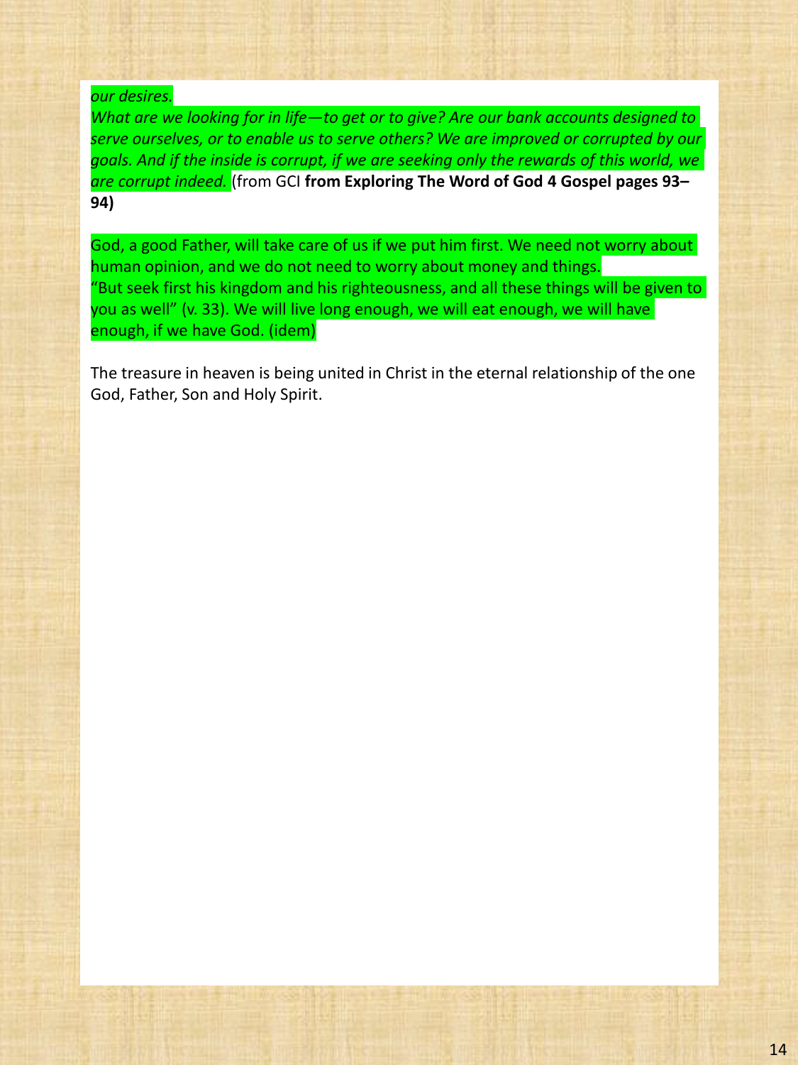*our desires.*
*What are we looking for in life—to get or to give? Are our bank accounts designed to serve ourselves, or to enable us to serve others? We are improved or corrupted by our goals. And if the inside is corrupt, if we are seeking only the rewards of this world, we are corrupt indeed.* (from GCI **from Exploring The Word of God 4 Gospel pages 93–94)**

God, a good Father, will take care of us if we put him first. We need not worry about human opinion, and we do not need to worry about money and things.
"But seek first his kingdom and his righteousness, and all these things will be given to you as well" (v. 33). We will live long enough, we will eat enough, we will have enough, if we have God. (idem)

The treasure in heaven is being united in Christ in the eternal relationship of the one God, Father, Son and Holy Spirit.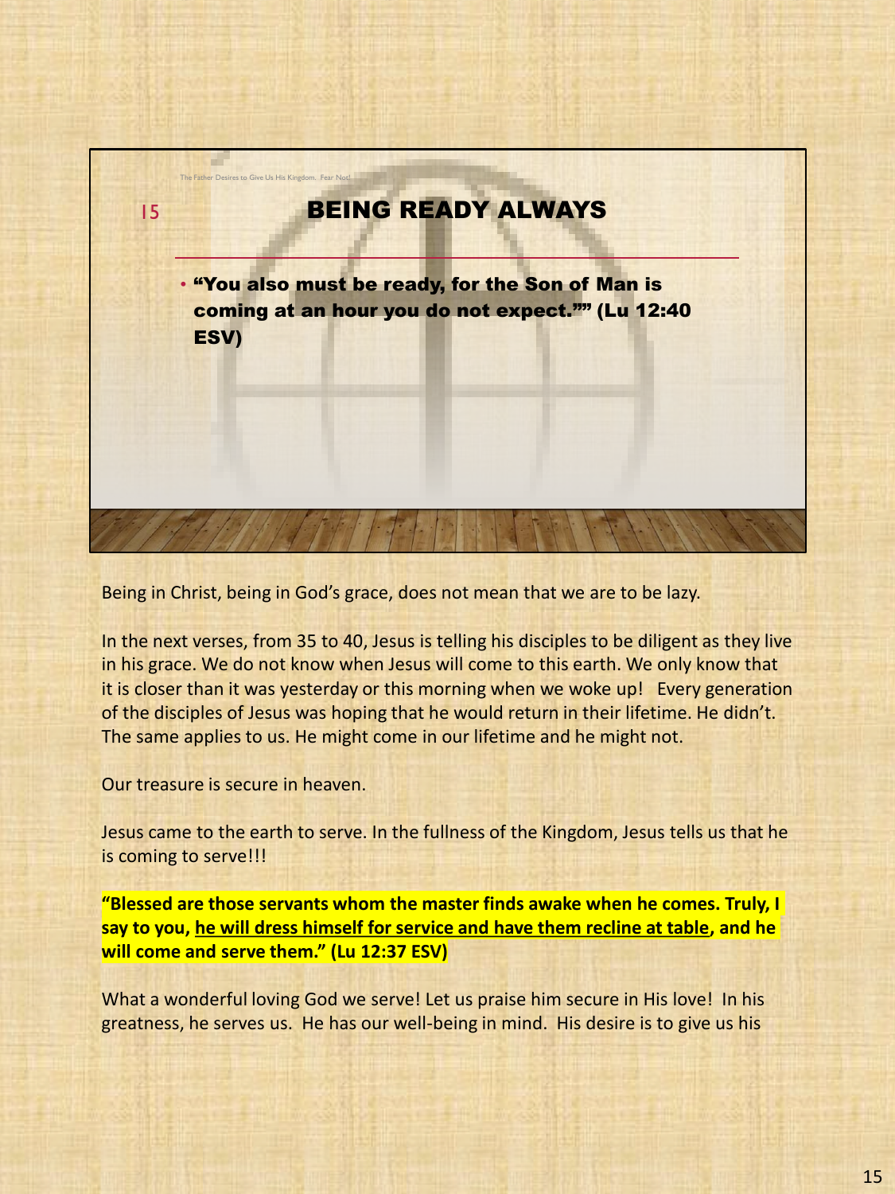The Father Desires to Give Us His Kingdom. Fear Not!

## BEING READY ALWAYS

- **"You also must be ready, for the Son of Man is coming at an hour you do not expect."" (Lu 12:40 ESV)**

Being in Christ, being in God's grace, does not mean that we are to be lazy.

In the next verses, from 35 to 40, Jesus is telling his disciples to be diligent as they live in his grace. We do not know when Jesus will come to this earth. We only know that it is closer than it was yesterday or this morning when we woke up!   Every generation of the disciples of Jesus was hoping that he would return in their lifetime. He didn't. The same applies to us. He might come in our lifetime and he might not.

Our treasure is secure in heaven.

Jesus came to the earth to serve. In the fullness of the Kingdom, Jesus tells us that he is coming to serve!!!

**"Blessed are those servants whom the master finds awake when he comes. Truly, I say to you, <u>he will dress himself for service and have them recline at table</u>, and he will come and serve them." (Lu 12:37 ESV)**

What a wonderful loving God we serve! Let us praise him secure in His love!  In his greatness, he serves us.  He has our well-being in mind.  His desire is to give us his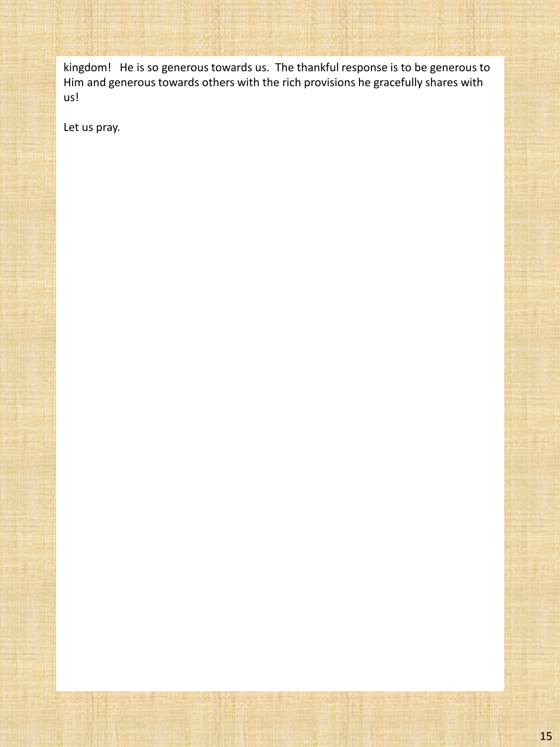kingdom!   He is so generous towards us.  The thankful response is to be generous to Him and generous towards others with the rich provisions he gracefully shares with us!

Let us pray.